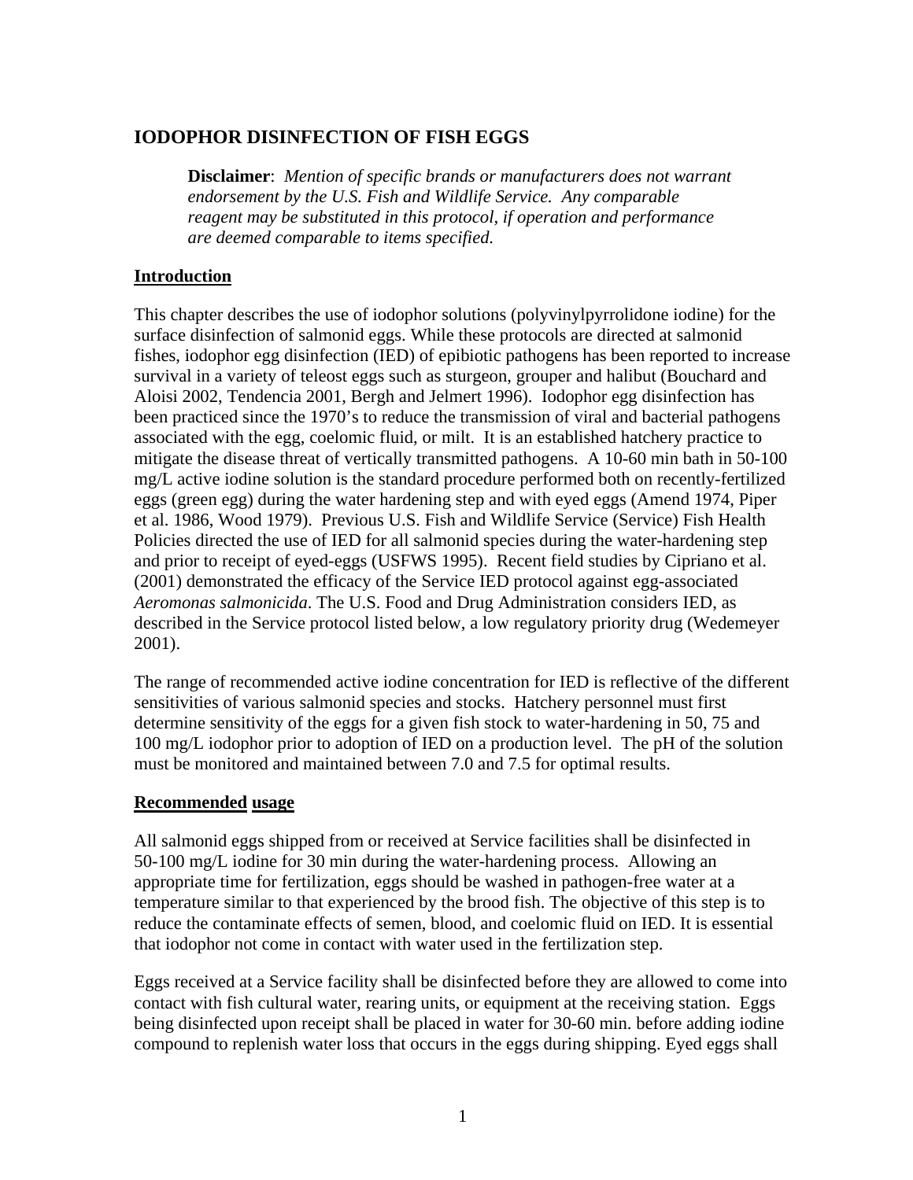# IODOPHOR DISINFECTION OF FISH EGGS

**Disclaimer**: *Mention of specific brands or manufacturers does not warrant endorsement by the U.S. Fish and Wildlife Service. Any comparable reagent may be substituted in this protocol, if operation and performance are deemed comparable to items specified.*

## Introduction

This chapter describes the use of iodophor solutions (polyvinylpyrrolidone iodine) for the surface disinfection of salmonid eggs. While these protocols are directed at salmonid fishes, iodophor egg disinfection (IED) of epibiotic pathogens has been reported to increase survival in a variety of teleost eggs such as sturgeon, grouper and halibut (Bouchard and Aloisi 2002, Tendencia 2001, Bergh and Jelmert 1996). Iodophor egg disinfection has been practiced since the 1970's to reduce the transmission of viral and bacterial pathogens associated with the egg, coelomic fluid, or milt. It is an established hatchery practice to mitigate the disease threat of vertically transmitted pathogens. A 10-60 min bath in 50-100 mg/L active iodine solution is the standard procedure performed both on recently-fertilized eggs (green egg) during the water hardening step and with eyed eggs (Amend 1974, Piper et al. 1986, Wood 1979). Previous U.S. Fish and Wildlife Service (Service) Fish Health Policies directed the use of IED for all salmonid species during the water-hardening step and prior to receipt of eyed-eggs (USFWS 1995). Recent field studies by Cipriano et al. (2001) demonstrated the efficacy of the Service IED protocol against egg-associated *Aeromonas salmonicida*. The U.S. Food and Drug Administration considers IED, as described in the Service protocol listed below, a low regulatory priority drug (Wedemeyer 2001).

The range of recommended active iodine concentration for IED is reflective of the different sensitivities of various salmonid species and stocks. Hatchery personnel must first determine sensitivity of the eggs for a given fish stock to water-hardening in 50, 75 and 100 mg/L iodophor prior to adoption of IED on a production level. The pH of the solution must be monitored and maintained between 7.0 and 7.5 for optimal results.

## Recommended usage

All salmonid eggs shipped from or received at Service facilities shall be disinfected in 50-100 mg/L iodine for 30 min during the water-hardening process. Allowing an appropriate time for fertilization, eggs should be washed in pathogen-free water at a temperature similar to that experienced by the brood fish. The objective of this step is to reduce the contaminate effects of semen, blood, and coelomic fluid on IED. It is essential that iodophor not come in contact with water used in the fertilization step.

Eggs received at a Service facility shall be disinfected before they are allowed to come into contact with fish cultural water, rearing units, or equipment at the receiving station. Eggs being disinfected upon receipt shall be placed in water for 30-60 min. before adding iodine compound to replenish water loss that occurs in the eggs during shipping. Eyed eggs shall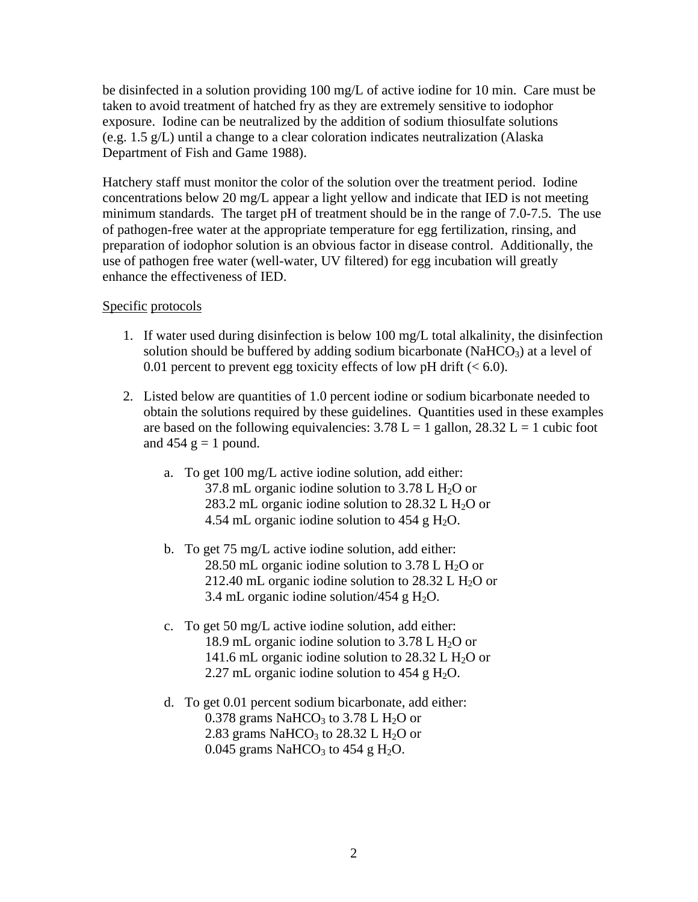be disinfected in a solution providing 100 mg/L of active iodine for 10 min. Care must be taken to avoid treatment of hatched fry as they are extremely sensitive to iodophor exposure. Iodine can be neutralized by the addition of sodium thiosulfate solutions (e.g. 1.5 g/L) until a change to a clear coloration indicates neutralization (Alaska Department of Fish and Game 1988).

Hatchery staff must monitor the color of the solution over the treatment period. Iodine concentrations below 20 mg/L appear a light yellow and indicate that IED is not meeting minimum standards. The target pH of treatment should be in the range of 7.0-7.5. The use of pathogen-free water at the appropriate temperature for egg fertilization, rinsing, and preparation of iodophor solution is an obvious factor in disease control. Additionally, the use of pathogen free water (well-water, UV filtered) for egg incubation will greatly enhance the effectiveness of IED.

Specific protocols

1. If water used during disinfection is below 100 mg/L total alkalinity, the disinfection solution should be buffered by adding sodium bicarbonate ($NaHCO_3$) at a level of 0.01 percent to prevent egg toxicity effects of low pH drift (< 6.0).

2. Listed below are quantities of 1.0 percent iodine or sodium bicarbonate needed to obtain the solutions required by these guidelines. Quantities used in these examples are based on the following equivalencies: 3.78 L = 1 gallon, 28.32 L = 1 cubic foot and 454 g = 1 pound.

   a. To get 100 mg/L active iodine solution, add either:
      37.8 mL organic iodine solution to 3.78 L $H_2O$ or
      283.2 mL organic iodine solution to 28.32 L $H_2O$ or
      4.54 mL organic iodine solution to 454 g $H_2O$.

   b. To get 75 mg/L active iodine solution, add either:
      28.50 mL organic iodine solution to 3.78 L $H_2O$ or
      212.40 mL organic iodine solution to 28.32 L $H_2O$ or
      3.4 mL organic iodine solution/454 g $H_2O$.

   c. To get 50 mg/L active iodine solution, add either:
      18.9 mL organic iodine solution to 3.78 L $H_2O$ or
      141.6 mL organic iodine solution to 28.32 L $H_2O$ or
      2.27 mL organic iodine solution to 454 g $H_2O$.

   d. To get 0.01 percent sodium bicarbonate, add either:
      0.378 grams $NaHCO_3$ to 3.78 L $H_2O$ or
      2.83 grams $NaHCO_3$ to 28.32 L $H_2O$ or
      0.045 grams $NaHCO_3$ to 454 g $H_2O$.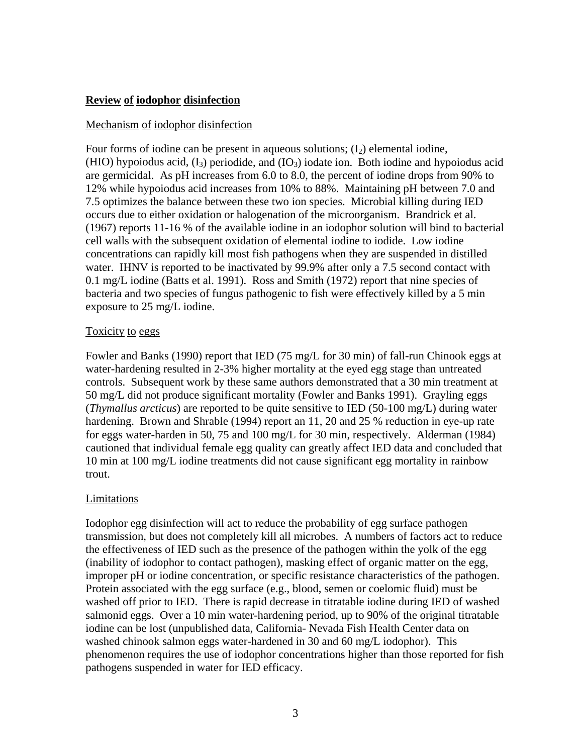## Review of iodophor disinfection

### Mechanism of iodophor disinfection

Four forms of iodine can be present in aqueous solutions; ($I_2$) elemental iodine, (HIO) hypoiodus acid, ($I_3$) periodide, and ($IO_3$) iodate ion. Both iodine and hypoiodus acid are germicidal. As pH increases from 6.0 to 8.0, the percent of iodine drops from 90% to 12% while hypoiodus acid increases from 10% to 88%. Maintaining pH between 7.0 and 7.5 optimizes the balance between these two ion species. Microbial killing during IED occurs due to either oxidation or halogenation of the microorganism. Brandrick et al. (1967) reports 11-16 % of the available iodine in an iodophor solution will bind to bacterial cell walls with the subsequent oxidation of elemental iodine to iodide. Low iodine concentrations can rapidly kill most fish pathogens when they are suspended in distilled water. IHNV is reported to be inactivated by 99.9% after only a 7.5 second contact with 0.1 mg/L iodine (Batts et al. 1991). Ross and Smith (1972) report that nine species of bacteria and two species of fungus pathogenic to fish were effectively killed by a 5 min exposure to 25 mg/L iodine.

### Toxicity to eggs

Fowler and Banks (1990) report that IED (75 mg/L for 30 min) of fall-run Chinook eggs at water-hardening resulted in 2-3% higher mortality at the eyed egg stage than untreated controls. Subsequent work by these same authors demonstrated that a 30 min treatment at 50 mg/L did not produce significant mortality (Fowler and Banks 1991). Grayling eggs (*Thymallus arcticus*) are reported to be quite sensitive to IED (50-100 mg/L) during water hardening. Brown and Shrable (1994) report an 11, 20 and 25 % reduction in eye-up rate for eggs water-harden in 50, 75 and 100 mg/L for 30 min, respectively. Alderman (1984) cautioned that individual female egg quality can greatly affect IED data and concluded that 10 min at 100 mg/L iodine treatments did not cause significant egg mortality in rainbow trout.

### Limitations

Iodophor egg disinfection will act to reduce the probability of egg surface pathogen transmission, but does not completely kill all microbes. A numbers of factors act to reduce the effectiveness of IED such as the presence of the pathogen within the yolk of the egg (inability of iodophor to contact pathogen), masking effect of organic matter on the egg, improper pH or iodine concentration, or specific resistance characteristics of the pathogen. Protein associated with the egg surface (e.g., blood, semen or coelomic fluid) must be washed off prior to IED. There is rapid decrease in titratable iodine during IED of washed salmonid eggs. Over a 10 min water-hardening period, up to 90% of the original titratable iodine can be lost (unpublished data, California- Nevada Fish Health Center data on washed chinook salmon eggs water-hardened in 30 and 60 mg/L iodophor). This phenomenon requires the use of iodophor concentrations higher than those reported for fish pathogens suspended in water for IED efficacy.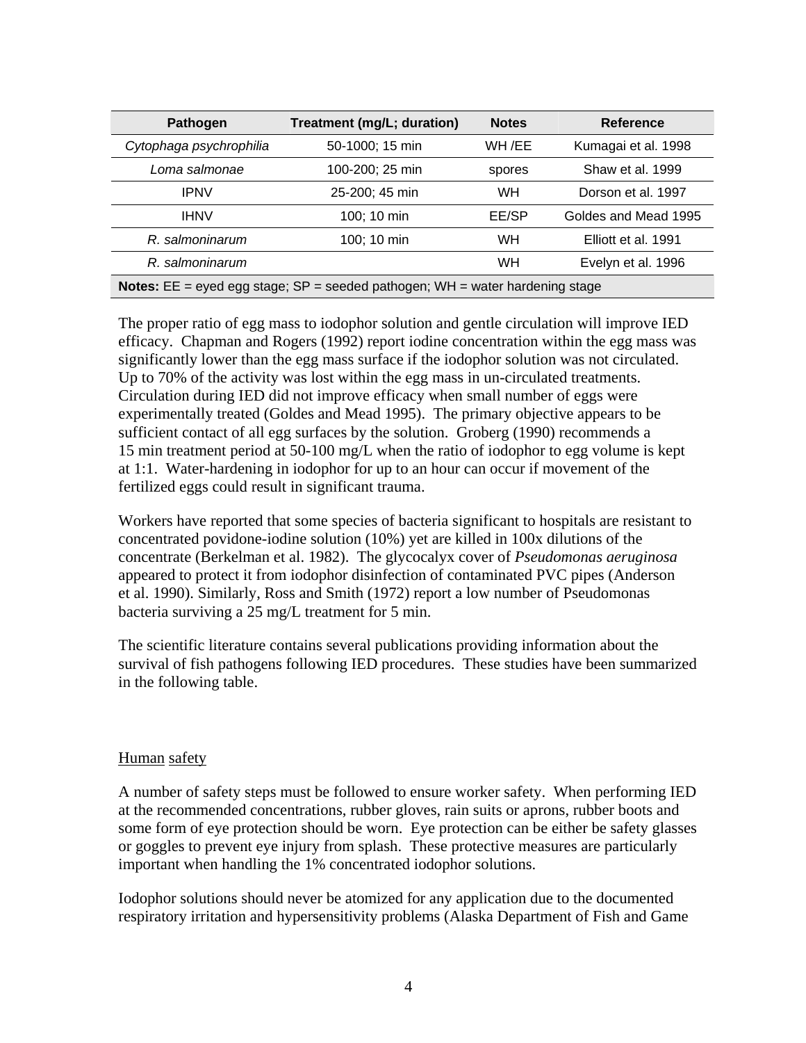| Pathogen | Treatment (mg/L; duration) | Notes | Reference |
|---|---|---|---|
| *Cytophaga psychrophilia* | 50-1000; 15 min | WH /EE | Kumagai et al. 1998 |
| *Loma salmonae* | 100-200; 25 min | spores | Shaw et al. 1999 |
| IPNV | 25-200; 45 min | WH | Dorson et al. 1997 |
| IHNV | 100; 10 min | EE/SP | Goldes and Mead 1995 |
| *R. salmoninarum* | 100; 10 min | WH | Elliott et al. 1991 |
| *R. salmoninarum* | | WH | Evelyn et al. 1996 |
| **Notes:** EE = eyed egg stage; SP = seeded pathogen; WH = water hardening stage | | | |

The proper ratio of egg mass to iodophor solution and gentle circulation will improve IED efficacy. Chapman and Rogers (1992) report iodine concentration within the egg mass was significantly lower than the egg mass surface if the iodophor solution was not circulated. Up to 70% of the activity was lost within the egg mass in un-circulated treatments. Circulation during IED did not improve efficacy when small number of eggs were experimentally treated (Goldes and Mead 1995). The primary objective appears to be sufficient contact of all egg surfaces by the solution. Groberg (1990) recommends a 15 min treatment period at 50-100 mg/L when the ratio of iodophor to egg volume is kept at 1:1. Water-hardening in iodophor for up to an hour can occur if movement of the fertilized eggs could result in significant trauma.

Workers have reported that some species of bacteria significant to hospitals are resistant to concentrated povidone-iodine solution (10%) yet are killed in 100x dilutions of the concentrate (Berkelman et al. 1982). The glycocalyx cover of *Pseudomonas aeruginosa* appeared to protect it from iodophor disinfection of contaminated PVC pipes (Anderson et al. 1990). Similarly, Ross and Smith (1972) report a low number of Pseudomonas bacteria surviving a 25 mg/L treatment for 5 min.

The scientific literature contains several publications providing information about the survival of fish pathogens following IED procedures. These studies have been summarized in the following table.

## Human safety

A number of safety steps must be followed to ensure worker safety. When performing IED at the recommended concentrations, rubber gloves, rain suits or aprons, rubber boots and some form of eye protection should be worn. Eye protection can be either be safety glasses or goggles to prevent eye injury from splash. These protective measures are particularly important when handling the 1% concentrated iodophor solutions.

Iodophor solutions should never be atomized for any application due to the documented respiratory irritation and hypersensitivity problems (Alaska Department of Fish and Game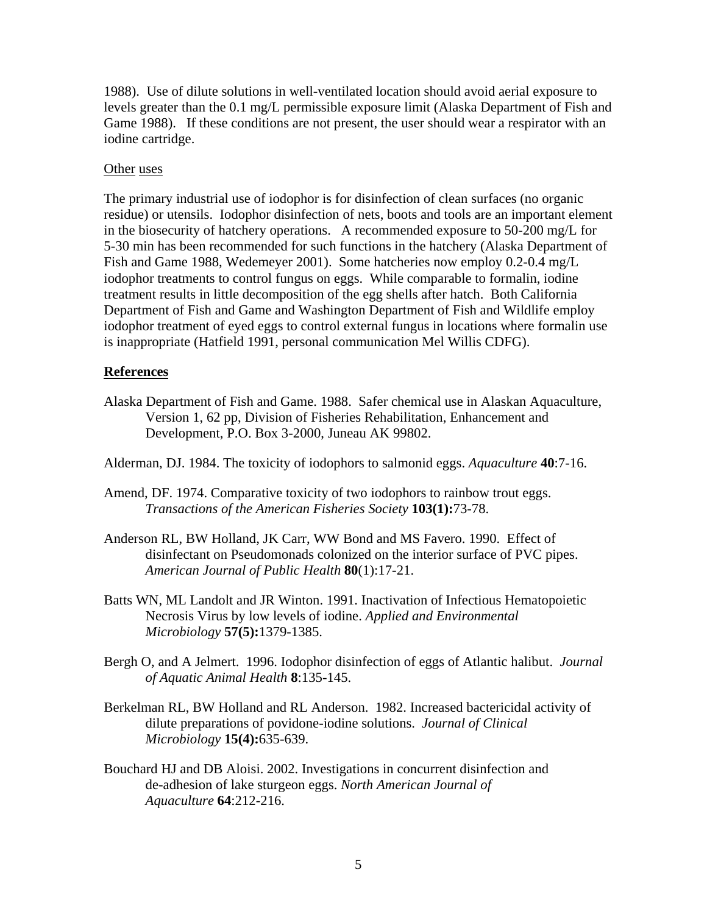1988). Use of dilute solutions in well-ventilated location should avoid aerial exposure to levels greater than the 0.1 mg/L permissible exposure limit (Alaska Department of Fish and Game 1988). If these conditions are not present, the user should wear a respirator with an iodine cartridge.

Other uses

The primary industrial use of iodophor is for disinfection of clean surfaces (no organic residue) or utensils. Iodophor disinfection of nets, boots and tools are an important element in the biosecurity of hatchery operations. A recommended exposure to 50-200 mg/L for 5-30 min has been recommended for such functions in the hatchery (Alaska Department of Fish and Game 1988, Wedemeyer 2001). Some hatcheries now employ 0.2-0.4 mg/L iodophor treatments to control fungus on eggs. While comparable to formalin, iodine treatment results in little decomposition of the egg shells after hatch. Both California Department of Fish and Game and Washington Department of Fish and Wildlife employ iodophor treatment of eyed eggs to control external fungus in locations where formalin use is inappropriate (Hatfield 1991, personal communication Mel Willis CDFG).

## References

Alaska Department of Fish and Game. 1988. Safer chemical use in Alaskan Aquaculture, Version 1, 62 pp, Division of Fisheries Rehabilitation, Enhancement and Development, P.O. Box 3-2000, Juneau AK 99802.

Alderman, DJ. 1984. The toxicity of iodophors to salmonid eggs. *Aquaculture* **40**:7-16.

Amend, DF. 1974. Comparative toxicity of two iodophors to rainbow trout eggs. *Transactions of the American Fisheries Society* **103(1):**73-78.

Anderson RL, BW Holland, JK Carr, WW Bond and MS Favero. 1990. Effect of disinfectant on Pseudomonads colonized on the interior surface of PVC pipes. *American Journal of Public Health* **80**(1):17-21.

Batts WN, ML Landolt and JR Winton. 1991. Inactivation of Infectious Hematopoietic Necrosis Virus by low levels of iodine. *Applied and Environmental Microbiology* **57(5):**1379-1385.

Bergh O, and A Jelmert. 1996. Iodophor disinfection of eggs of Atlantic halibut. *Journal of Aquatic Animal Health* **8**:135-145.

Berkelman RL, BW Holland and RL Anderson. 1982. Increased bactericidal activity of dilute preparations of povidone-iodine solutions. *Journal of Clinical Microbiology* **15(4):**635-639.

Bouchard HJ and DB Aloisi. 2002. Investigations in concurrent disinfection and de-adhesion of lake sturgeon eggs. *North American Journal of Aquaculture* **64**:212-216.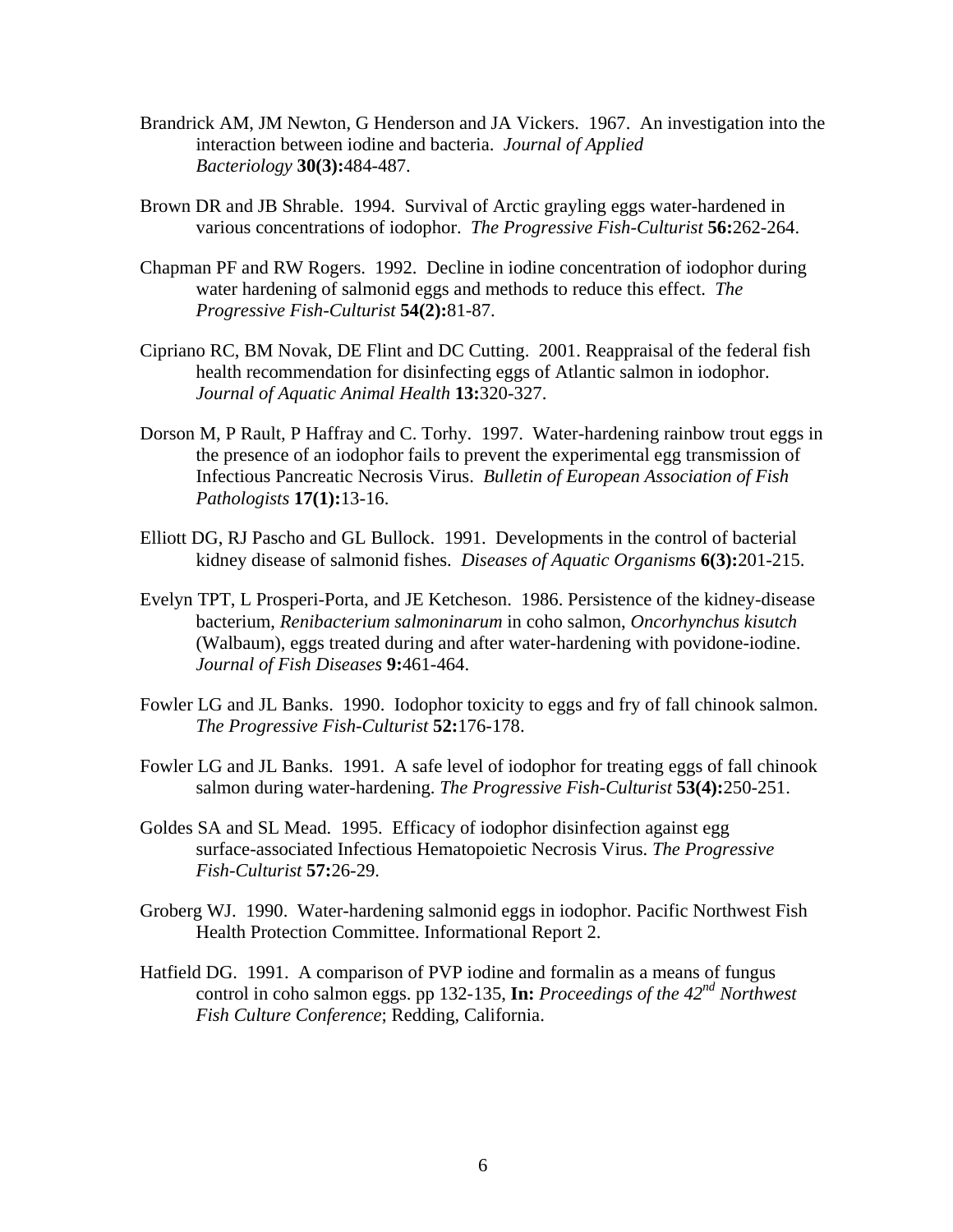Brandrick AM, JM Newton, G Henderson and JA Vickers. 1967. An investigation into the interaction between iodine and bacteria. *Journal of Applied Bacteriology* **30(3):**484-487.

Brown DR and JB Shrable. 1994. Survival of Arctic grayling eggs water-hardened in various concentrations of iodophor. *The Progressive Fish-Culturist* **56:**262-264.

Chapman PF and RW Rogers. 1992. Decline in iodine concentration of iodophor during water hardening of salmonid eggs and methods to reduce this effect. *The Progressive Fish-Culturist* **54(2):**81-87.

Cipriano RC, BM Novak, DE Flint and DC Cutting. 2001. Reappraisal of the federal fish health recommendation for disinfecting eggs of Atlantic salmon in iodophor. *Journal of Aquatic Animal Health* **13:**320-327.

Dorson M, P Rault, P Haffray and C. Torhy. 1997. Water-hardening rainbow trout eggs in the presence of an iodophor fails to prevent the experimental egg transmission of Infectious Pancreatic Necrosis Virus. *Bulletin of European Association of Fish Pathologists* **17(1):**13-16.

Elliott DG, RJ Pascho and GL Bullock. 1991. Developments in the control of bacterial kidney disease of salmonid fishes. *Diseases of Aquatic Organisms* **6(3):**201-215.

Evelyn TPT, L Prosperi-Porta, and JE Ketcheson. 1986. Persistence of the kidney-disease bacterium, *Renibacterium salmoninarum* in coho salmon, *Oncorhynchus kisutch* (Walbaum), eggs treated during and after water-hardening with povidone-iodine. *Journal of Fish Diseases* **9:**461-464.

Fowler LG and JL Banks. 1990. Iodophor toxicity to eggs and fry of fall chinook salmon. *The Progressive Fish-Culturist* **52:**176-178.

Fowler LG and JL Banks. 1991. A safe level of iodophor for treating eggs of fall chinook salmon during water-hardening. *The Progressive Fish-Culturist* **53(4):**250-251.

Goldes SA and SL Mead. 1995. Efficacy of iodophor disinfection against egg surface-associated Infectious Hematopoietic Necrosis Virus. *The Progressive Fish-Culturist* **57:**26-29.

Groberg WJ. 1990. Water-hardening salmonid eggs in iodophor. Pacific Northwest Fish Health Protection Committee. Informational Report 2.

Hatfield DG. 1991. A comparison of PVP iodine and formalin as a means of fungus control in coho salmon eggs. pp 132-135, **In:** *Proceedings of the 42nd Northwest Fish Culture Conference*; Redding, California.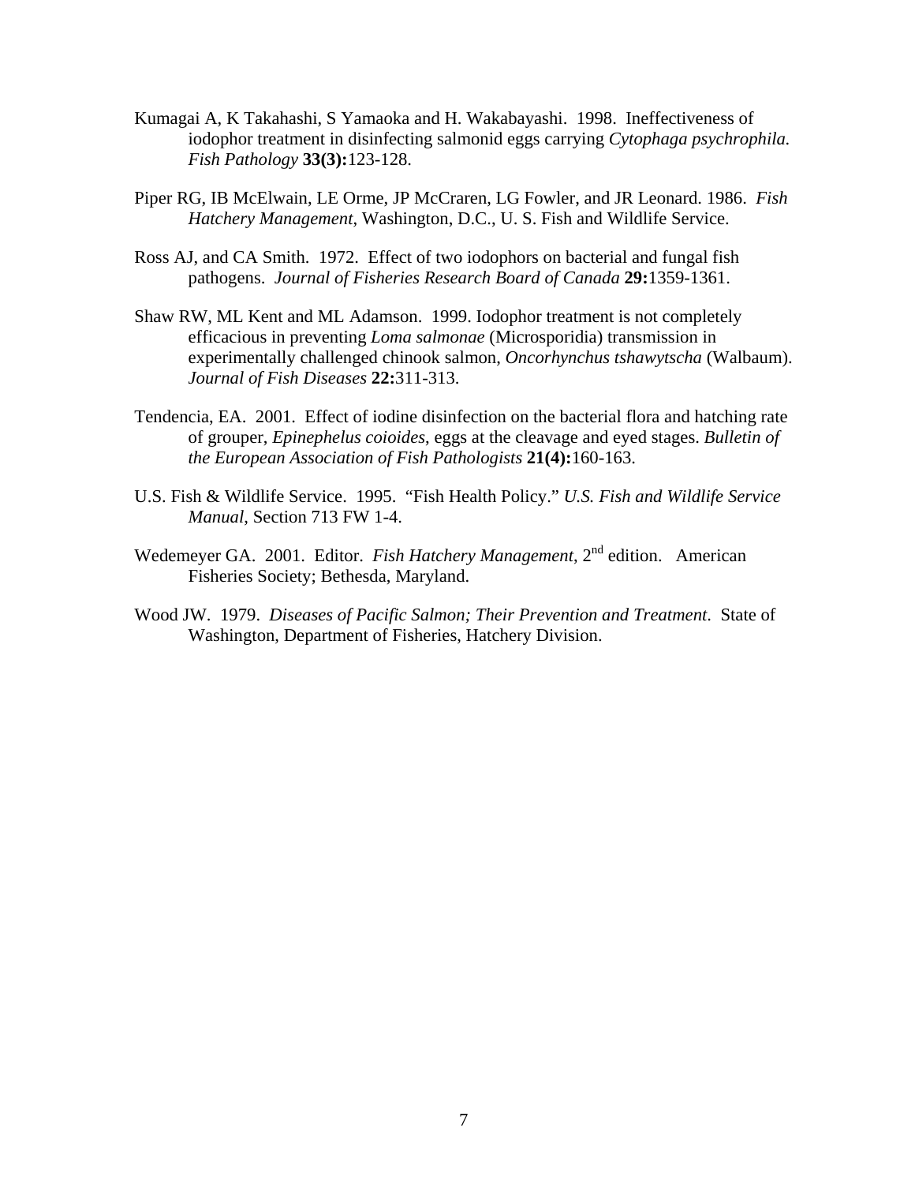Kumagai A, K Takahashi, S Yamaoka and H. Wakabayashi. 1998. Ineffectiveness of iodophor treatment in disinfecting salmonid eggs carrying *Cytophaga psychrophila. Fish Pathology* **33(3):**123-128.

Piper RG, IB McElwain, LE Orme, JP McCraren, LG Fowler, and JR Leonard. 1986. *Fish Hatchery Management*, Washington, D.C., U. S. Fish and Wildlife Service.

Ross AJ, and CA Smith. 1972. Effect of two iodophors on bacterial and fungal fish pathogens. *Journal of Fisheries Research Board of Canada* **29:**1359-1361.

Shaw RW, ML Kent and ML Adamson. 1999. Iodophor treatment is not completely efficacious in preventing *Loma salmonae* (Microsporidia) transmission in experimentally challenged chinook salmon, *Oncorhynchus tshawytscha* (Walbaum). *Journal of Fish Diseases* **22:**311-313.

Tendencia, EA. 2001. Effect of iodine disinfection on the bacterial flora and hatching rate of grouper, *Epinephelus coioides*, eggs at the cleavage and eyed stages. *Bulletin of the European Association of Fish Pathologists* **21(4):**160-163.

U.S. Fish & Wildlife Service. 1995. "Fish Health Policy." *U.S. Fish and Wildlife Service Manual*, Section 713 FW 1-4.

Wedemeyer GA. 2001. Editor. *Fish Hatchery Management*, 2nd edition. American Fisheries Society; Bethesda, Maryland.

Wood JW. 1979. *Diseases of Pacific Salmon; Their Prevention and Treatment*. State of Washington, Department of Fisheries, Hatchery Division.